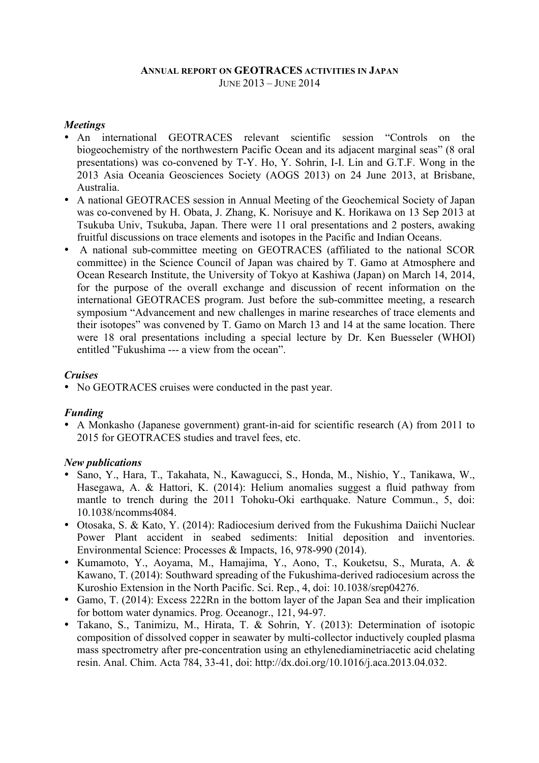# ANNUAL REPORT ON GEOTRACES ACTIVITIES IN JAPAN

JUNE 2013 – JUNE 2014

***Meetings***

- An international GEOTRACES relevant scientific session "Controls on the biogeochemistry of the northwestern Pacific Ocean and its adjacent marginal seas" (8 oral presentations) was co-convened by T-Y. Ho, Y. Sohrin, I-I. Lin and G.T.F. Wong in the 2013 Asia Oceania Geosciences Society (AOGS 2013) on 24 June 2013, at Brisbane, Australia.
- A national GEOTRACES session in Annual Meeting of the Geochemical Society of Japan was co-convened by H. Obata, J. Zhang, K. Norisuye and K. Horikawa on 13 Sep 2013 at Tsukuba Univ, Tsukuba, Japan. There were 11 oral presentations and 2 posters, awaking fruitful discussions on trace elements and isotopes in the Pacific and Indian Oceans.
- A national sub-committee meeting on GEOTRACES (affiliated to the national SCOR committee) in the Science Council of Japan was chaired by T. Gamo at Atmosphere and Ocean Research Institute, the University of Tokyo at Kashiwa (Japan) on March 14, 2014, for the purpose of the overall exchange and discussion of recent information on the international GEOTRACES program. Just before the sub-committee meeting, a research symposium "Advancement and new challenges in marine researches of trace elements and their isotopes" was convened by T. Gamo on March 13 and 14 at the same location. There were 18 oral presentations including a special lecture by Dr. Ken Buesseler (WHOI) entitled "Fukushima --- a view from the ocean".

***Cruises***

- No GEOTRACES cruises were conducted in the past year.

***Funding***

- A Monkasho (Japanese government) grant-in-aid for scientific research (A) from 2011 to 2015 for GEOTRACES studies and travel fees, etc.

***New publications***

- Sano, Y., Hara, T., Takahata, N., Kawagucci, S., Honda, M., Nishio, Y., Tanikawa, W., Hasegawa, A. & Hattori, K. (2014): Helium anomalies suggest a fluid pathway from mantle to trench during the 2011 Tohoku-Oki earthquake. Nature Commun., 5, doi: 10.1038/ncomms4084.
- Otosaka, S. & Kato, Y. (2014): Radiocesium derived from the Fukushima Daiichi Nuclear Power Plant accident in seabed sediments: Initial deposition and inventories. Environmental Science: Processes & Impacts, 16, 978-990 (2014).
- Kumamoto, Y., Aoyama, M., Hamajima, Y., Aono, T., Kouketsu, S., Murata, A. & Kawano, T. (2014): Southward spreading of the Fukushima-derived radiocesium across the Kuroshio Extension in the North Pacific. Sci. Rep., 4, doi: 10.1038/srep04276.
- Gamo, T. (2014): Excess 222Rn in the bottom layer of the Japan Sea and their implication for bottom water dynamics. Prog. Oceanogr., 121, 94-97.
- Takano, S., Tanimizu, M., Hirata, T. & Sohrin, Y. (2013): Determination of isotopic composition of dissolved copper in seawater by multi-collector inductively coupled plasma mass spectrometry after pre-concentration using an ethylenediaminetriacetic acid chelating resin. Anal. Chim. Acta 784, 33-41, doi: http://dx.doi.org/10.1016/j.aca.2013.04.032.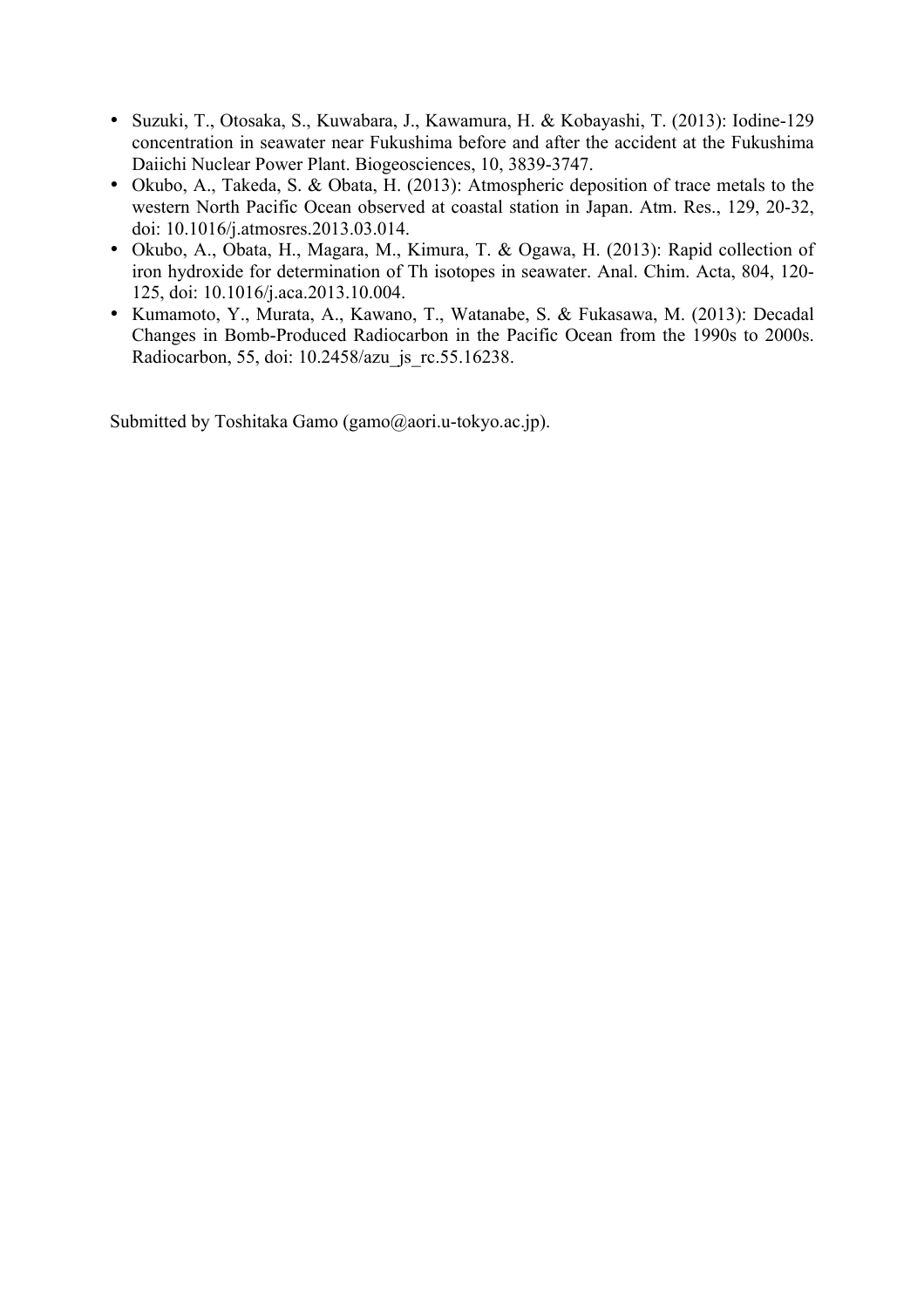- Suzuki, T., Otosaka, S., Kuwabara, J., Kawamura, H. & Kobayashi, T. (2013): Iodine-129 concentration in seawater near Fukushima before and after the accident at the Fukushima Daiichi Nuclear Power Plant. Biogeosciences, 10, 3839-3747.
- Okubo, A., Takeda, S. & Obata, H. (2013): Atmospheric deposition of trace metals to the western North Pacific Ocean observed at coastal station in Japan. Atm. Res., 129, 20-32, doi: 10.1016/j.atmosres.2013.03.014.
- Okubo, A., Obata, H., Magara, M., Kimura, T. & Ogawa, H. (2013): Rapid collection of iron hydroxide for determination of Th isotopes in seawater. Anal. Chim. Acta, 804, 120-125, doi: 10.1016/j.aca.2013.10.004.
- Kumamoto, Y., Murata, A., Kawano, T., Watanabe, S. & Fukasawa, M. (2013): Decadal Changes in Bomb-Produced Radiocarbon in the Pacific Ocean from the 1990s to 2000s. Radiocarbon, 55, doi: 10.2458/azu_js_rc.55.16238.

Submitted by Toshitaka Gamo (gamo@aori.u-tokyo.ac.jp).